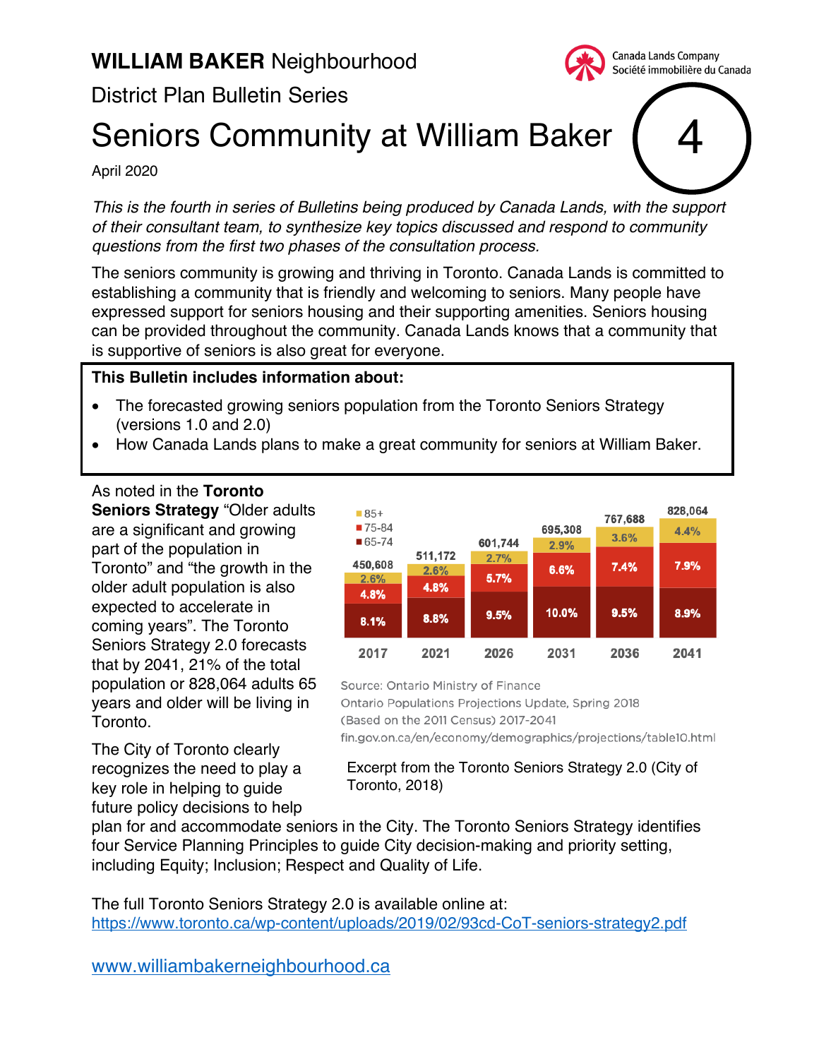# WILLIAM BAKER Neighbourhood

Canada Lands Company
Société immobilière du Canada

## District Plan Bulletin Series

# Seniors Community at William Baker

4

April 2020

*This is the fourth in series of Bulletins being produced by Canada Lands, with the support of their consultant team, to synthesize key topics discussed and respond to community questions from the first two phases of the consultation process.*

The seniors community is growing and thriving in Toronto. Canada Lands is committed to establishing a community that is friendly and welcoming to seniors. Many people have expressed support for seniors housing and their supporting amenities. Seniors housing can be provided throughout the community. Canada Lands knows that a community that is supportive of seniors is also great for everyone.

**This Bulletin includes information about:**

- The forecasted growing seniors population from the Toronto Seniors Strategy (versions 1.0 and 2.0)
- How Canada Lands plans to make a great community for seniors at William Baker.

As noted in the **Toronto Seniors Strategy** "Older adults are a significant and growing part of the population in Toronto" and "the growth in the older adult population is also expected to accelerate in coming years". The Toronto Seniors Strategy 2.0 forecasts that by 2041, 21% of the total population or 828,064 adults 65 years and older will be living in Toronto.

| | 2017 | 2021 | 2026 | 2031 | 2036 | 2041 |
|---|---|---|---|---|---|---|
| Total | 450,608 | 511,172 | 601,744 | 695,308 | 767,688 | 828,064 |
| 85+ | 2.6% | 2.6% | 2.7% | 2.9% | 3.6% | 4.4% |
| 75-84 | 4.8% | 4.8% | 5.7% | 6.6% | 7.4% | 7.9% |
| 65-74 | 8.1% | 8.8% | 9.5% | 10.0% | 9.5% | 8.9% |

Source: Ontario Ministry of Finance
Ontario Populations Projections Update, Spring 2018
(Based on the 2011 Census) 2017-2041
fin.gov.on.ca/en/economy/demographics/projections/table10.html

Excerpt from the Toronto Seniors Strategy 2.0 (City of Toronto, 2018)

The City of Toronto clearly recognizes the need to play a key role in helping to guide future policy decisions to help plan for and accommodate seniors in the City. The Toronto Seniors Strategy identifies four Service Planning Principles to guide City decision-making and priority setting, including Equity; Inclusion; Respect and Quality of Life.

The full Toronto Seniors Strategy 2.0 is available online at:
https://www.toronto.ca/wp-content/uploads/2019/02/93cd-CoT-seniors-strategy2.pdf

www.williambakerneighbourhood.ca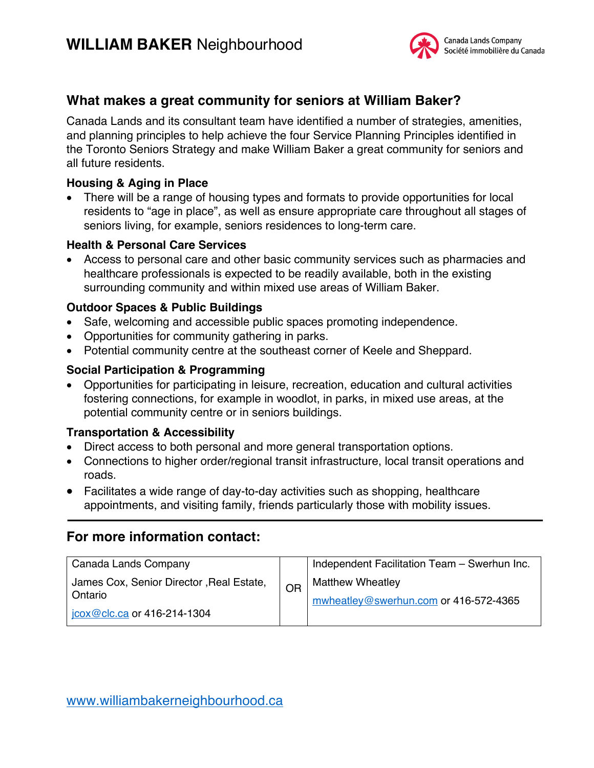# **WILLIAM BAKER** Neighbourhood

Canada Lands Company
Société immobilière du Canada

## What makes a great community for seniors at William Baker?

Canada Lands and its consultant team have identified a number of strategies, amenities, and planning principles to help achieve the four Service Planning Principles identified in the Toronto Seniors Strategy and make William Baker a great community for seniors and all future residents.

### Housing & Aging in Place

- There will be a range of housing types and formats to provide opportunities for local residents to "age in place", as well as ensure appropriate care throughout all stages of seniors living, for example, seniors residences to long-term care.

### Health & Personal Care Services

- Access to personal care and other basic community services such as pharmacies and healthcare professionals is expected to be readily available, both in the existing surrounding community and within mixed use areas of William Baker.

### Outdoor Spaces & Public Buildings

- Safe, welcoming and accessible public spaces promoting independence.
- Opportunities for community gathering in parks.
- Potential community centre at the southeast corner of Keele and Sheppard.

### Social Participation & Programming

- Opportunities for participating in leisure, recreation, education and cultural activities fostering connections, for example in woodlot, in parks, in mixed use areas, at the potential community centre or in seniors buildings.

### Transportation & Accessibility

- Direct access to both personal and more general transportation options.
- Connections to higher order/regional transit infrastructure, local transit operations and roads.
- Facilitates a wide range of day-to-day activities such as shopping, healthcare appointments, and visiting family, friends particularly those with mobility issues.

---

## For more information contact:

| | | |
|---|---|---|
| Canada Lands Company<br>James Cox, Senior Director ,Real Estate, Ontario<br>jcox@clc.ca or 416-214-1304 | OR | Independent Facilitation Team – Swerhun Inc.<br>Matthew Wheatley<br>mwheatley@swerhun.com or 416-572-4365 |

www.williambakerneighbourhood.ca